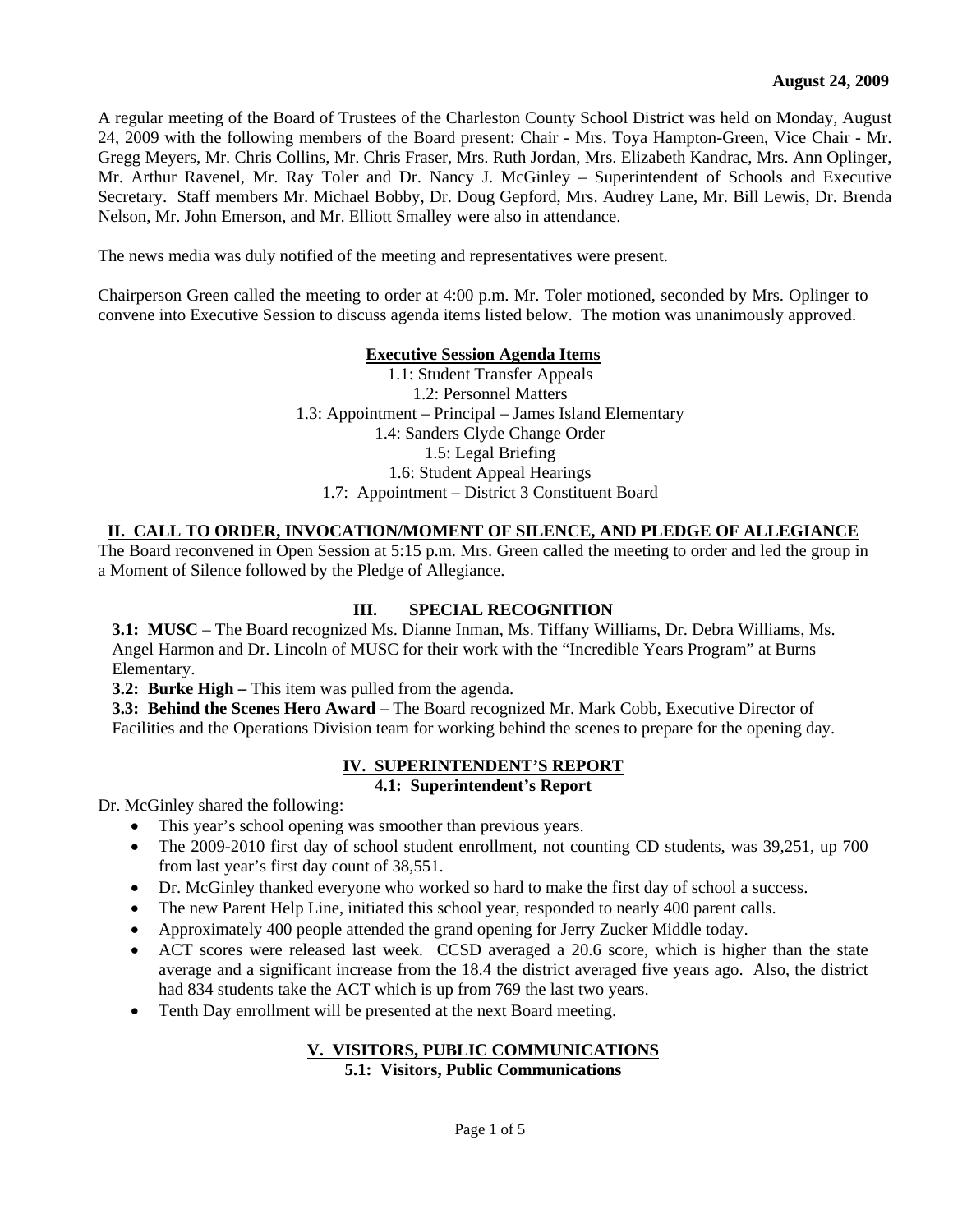**August 24, 2009**

A regular meeting of the Board of Trustees of the Charleston County School District was held on Monday, August 24, 2009 with the following members of the Board present: Chair - Mrs. Toya Hampton-Green, Vice Chair - Mr. Gregg Meyers, Mr. Chris Collins, Mr. Chris Fraser, Mrs. Ruth Jordan, Mrs. Elizabeth Kandrac, Mrs. Ann Oplinger, Mr. Arthur Ravenel, Mr. Ray Toler and Dr. Nancy J. McGinley – Superintendent of Schools and Executive Secretary. Staff members Mr. Michael Bobby, Dr. Doug Gepford, Mrs. Audrey Lane, Mr. Bill Lewis, Dr. Brenda Nelson, Mr. John Emerson, and Mr. Elliott Smalley were also in attendance.

The news media was duly notified of the meeting and representatives were present.

Chairperson Green called the meeting to order at 4:00 p.m. Mr. Toler motioned, seconded by Mrs. Oplinger to convene into Executive Session to discuss agenda items listed below. The motion was unanimously approved.

**Executive Session Agenda Items**

1.1: Student Transfer Appeals
1.2: Personnel Matters
1.3: Appointment – Principal – James Island Elementary
1.4: Sanders Clyde Change Order
1.5: Legal Briefing
1.6: Student Appeal Hearings
1.7: Appointment – District 3 Constituent Board

## II. CALL TO ORDER, INVOCATION/MOMENT OF SILENCE, AND PLEDGE OF ALLEGIANCE

The Board reconvened in Open Session at 5:15 p.m. Mrs. Green called the meeting to order and led the group in a Moment of Silence followed by the Pledge of Allegiance.

## III. SPECIAL RECOGNITION

**3.1: MUSC** – The Board recognized Ms. Dianne Inman, Ms. Tiffany Williams, Dr. Debra Williams, Ms. Angel Harmon and Dr. Lincoln of MUSC for their work with the "Incredible Years Program" at Burns Elementary.

**3.2: Burke High –** This item was pulled from the agenda.

**3.3: Behind the Scenes Hero Award –** The Board recognized Mr. Mark Cobb, Executive Director of Facilities and the Operations Division team for working behind the scenes to prepare for the opening day.

## IV. SUPERINTENDENT'S REPORT

### 4.1: Superintendent's Report

Dr. McGinley shared the following:

- This year's school opening was smoother than previous years.
- The 2009-2010 first day of school student enrollment, not counting CD students, was 39,251, up 700 from last year's first day count of 38,551.
- Dr. McGinley thanked everyone who worked so hard to make the first day of school a success.
- The new Parent Help Line, initiated this school year, responded to nearly 400 parent calls.
- Approximately 400 people attended the grand opening for Jerry Zucker Middle today.
- ACT scores were released last week. CCSD averaged a 20.6 score, which is higher than the state average and a significant increase from the 18.4 the district averaged five years ago. Also, the district had 834 students take the ACT which is up from 769 the last two years.
- Tenth Day enrollment will be presented at the next Board meeting.

## V. VISITORS, PUBLIC COMMUNICATIONS

### 5.1: Visitors, Public Communications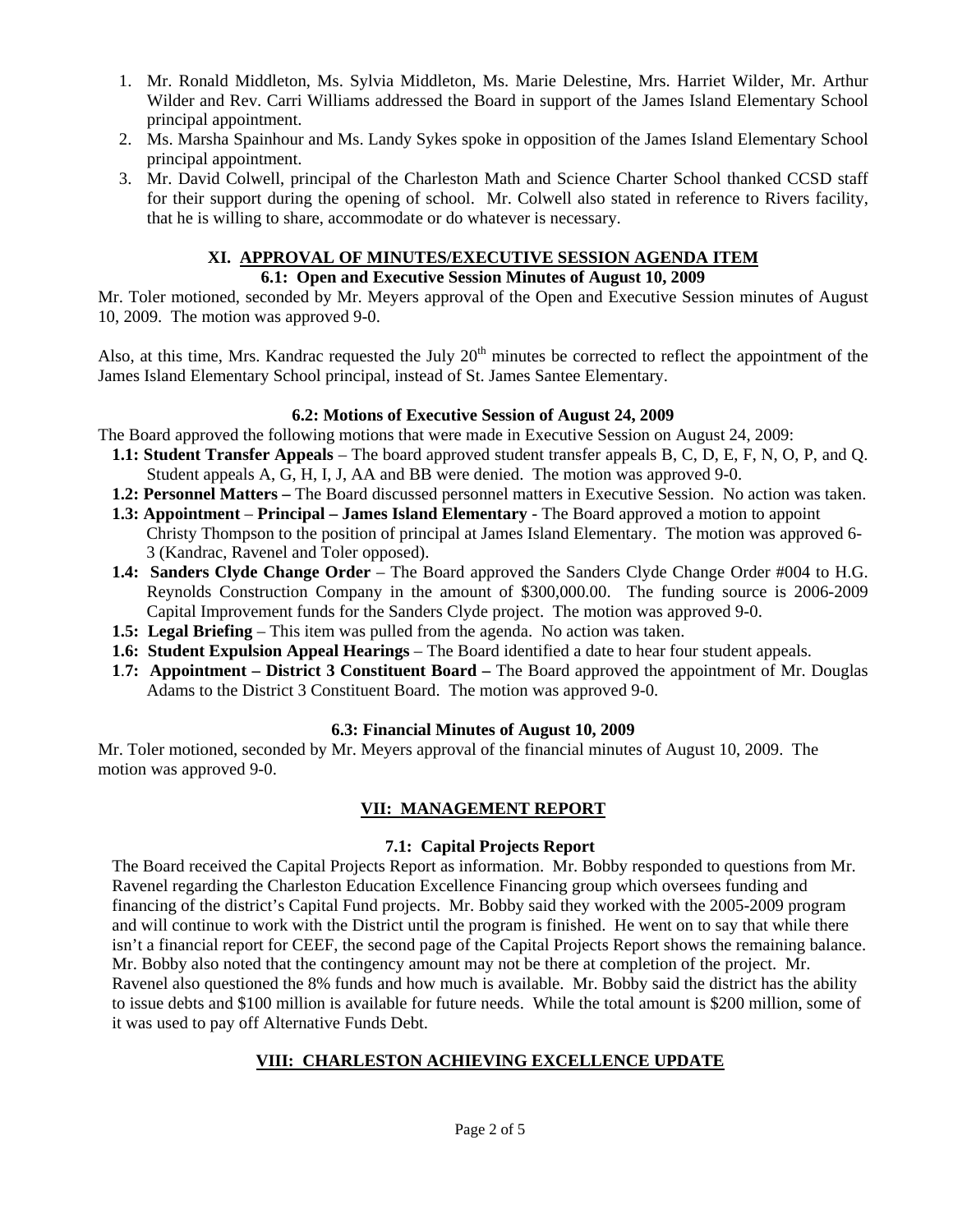1. Mr. Ronald Middleton, Ms. Sylvia Middleton, Ms. Marie Delestine, Mrs. Harriet Wilder, Mr. Arthur Wilder and Rev. Carri Williams addressed the Board in support of the James Island Elementary School principal appointment.
2. Ms. Marsha Spainhour and Ms. Landy Sykes spoke in opposition of the James Island Elementary School principal appointment.
3. Mr. David Colwell, principal of the Charleston Math and Science Charter School thanked CCSD staff for their support during the opening of school. Mr. Colwell also stated in reference to Rivers facility, that he is willing to share, accommodate or do whatever is necessary.

## XI. APPROVAL OF MINUTES/EXECUTIVE SESSION AGENDA ITEM

### 6.1: Open and Executive Session Minutes of August 10, 2009

Mr. Toler motioned, seconded by Mr. Meyers approval of the Open and Executive Session minutes of August 10, 2009. The motion was approved 9-0.

Also, at this time, Mrs. Kandrac requested the July 20th minutes be corrected to reflect the appointment of the James Island Elementary School principal, instead of St. James Santee Elementary.

### 6.2: Motions of Executive Session of August 24, 2009

The Board approved the following motions that were made in Executive Session on August 24, 2009:

- **1.1: Student Transfer Appeals** – The board approved student transfer appeals B, C, D, E, F, N, O, P, and Q. Student appeals A, G, H, I, J, AA and BB were denied. The motion was approved 9-0.
- **1.2: Personnel Matters –** The Board discussed personnel matters in Executive Session. No action was taken.
- **1.3: Appointment** – **Principal – James Island Elementary** - The Board approved a motion to appoint Christy Thompson to the position of principal at James Island Elementary. The motion was approved 6-3 (Kandrac, Ravenel and Toler opposed).
- **1.4: Sanders Clyde Change Order** – The Board approved the Sanders Clyde Change Order #004 to H.G. Reynolds Construction Company in the amount of $300,000.00. The funding source is 2006-2009 Capital Improvement funds for the Sanders Clyde project. The motion was approved 9-0.
- **1.5: Legal Briefing** – This item was pulled from the agenda. No action was taken.
- **1.6: Student Expulsion Appeal Hearings** – The Board identified a date to hear four student appeals.
- **1.7: Appointment – District 3 Constituent Board –** The Board approved the appointment of Mr. Douglas Adams to the District 3 Constituent Board. The motion was approved 9-0.

### 6.3: Financial Minutes of August 10, 2009

Mr. Toler motioned, seconded by Mr. Meyers approval of the financial minutes of August 10, 2009. The motion was approved 9-0.

## VII: MANAGEMENT REPORT

### 7.1: Capital Projects Report

The Board received the Capital Projects Report as information. Mr. Bobby responded to questions from Mr. Ravenel regarding the Charleston Education Excellence Financing group which oversees funding and financing of the district's Capital Fund projects. Mr. Bobby said they worked with the 2005-2009 program and will continue to work with the District until the program is finished. He went on to say that while there isn't a financial report for CEEF, the second page of the Capital Projects Report shows the remaining balance. Mr. Bobby also noted that the contingency amount may not be there at completion of the project. Mr. Ravenel also questioned the 8% funds and how much is available. Mr. Bobby said the district has the ability to issue debts and $100 million is available for future needs. While the total amount is $200 million, some of it was used to pay off Alternative Funds Debt.

## VIII: CHARLESTON ACHIEVING EXCELLENCE UPDATE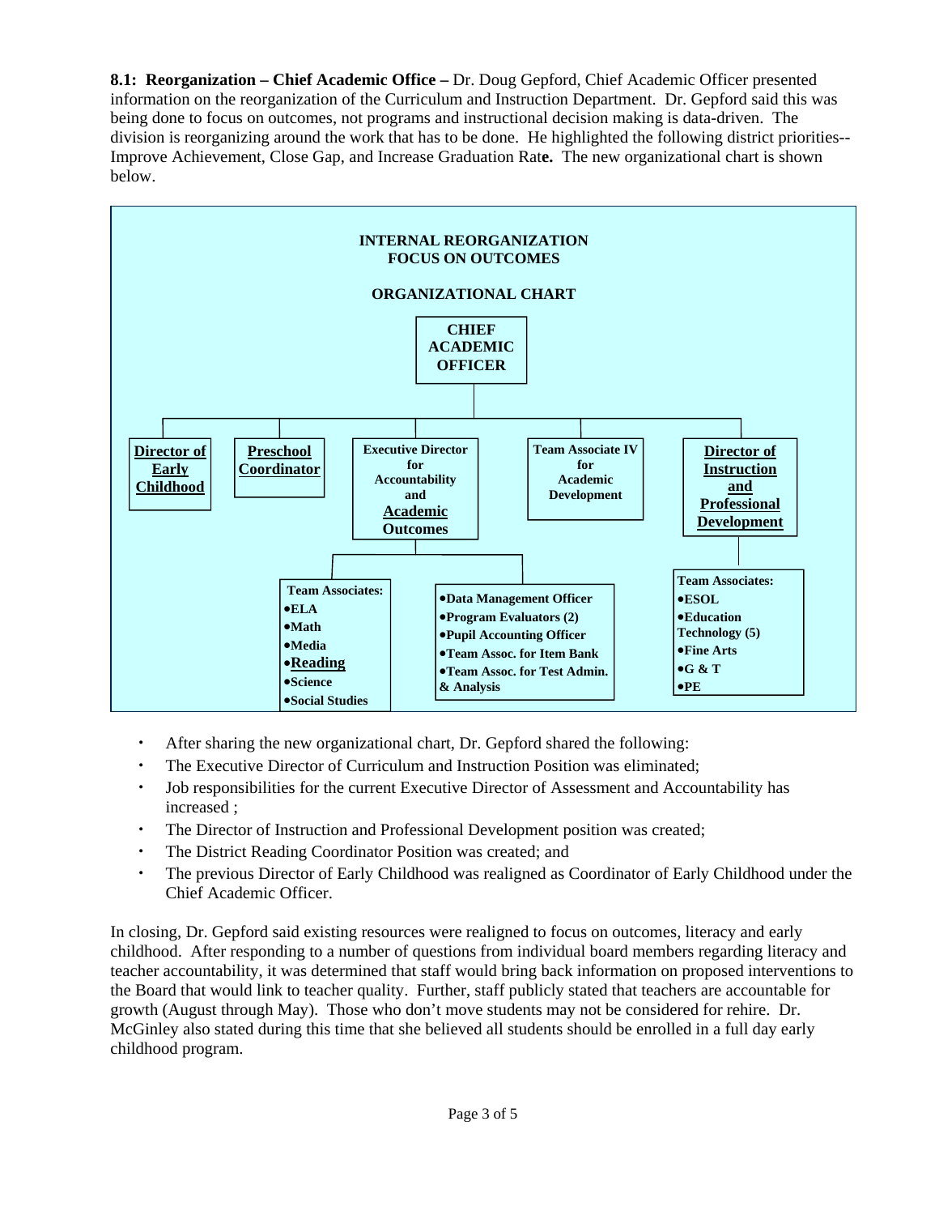**8.1: Reorganization – Chief Academic Office –** Dr. Doug Gepford, Chief Academic Officer presented information on the reorganization of the Curriculum and Instruction Department. Dr. Gepford said this was being done to focus on outcomes, not programs and instructional decision making is data-driven. The division is reorganizing around the work that has to be done. He highlighted the following district priorities--Improve Achievement, Close Gap, and Increase Graduation Rat**e.** The new organizational chart is shown below.

**INTERNAL REORGANIZATION**
**FOCUS ON OUTCOMES**

**ORGANIZATIONAL CHART**

**CHIEF ACADEMIC OFFICER**

- **Director of Early Childhood**
- **Preschool Coordinator**
- **Executive Director for Accountability and Academic Outcomes**
  - **Team Associates:**
    - **ELA**
    - **Math**
    - **Media**
    - **Reading**
    - **Science**
    - **Social Studies**
  - **Data Management Officer**
  - **Program Evaluators (2)**
  - **Pupil Accounting Officer**
  - **Team Assoc. for Item Bank**
  - **Team Assoc. for Test Admin. & Analysis**
- **Team Associate IV for Academic Development**
- **Director of Instruction and Professional Development**
  - **Team Associates:**
    - **ESOL**
    - **Education Technology (5)**
    - **Fine Arts**
    - **G & T**
    - **PE**

- After sharing the new organizational chart, Dr. Gepford shared the following:
- The Executive Director of Curriculum and Instruction Position was eliminated;
- Job responsibilities for the current Executive Director of Assessment and Accountability has increased ;
- The Director of Instruction and Professional Development position was created;
- The District Reading Coordinator Position was created; and
- The previous Director of Early Childhood was realigned as Coordinator of Early Childhood under the Chief Academic Officer.

In closing, Dr. Gepford said existing resources were realigned to focus on outcomes, literacy and early childhood. After responding to a number of questions from individual board members regarding literacy and teacher accountability, it was determined that staff would bring back information on proposed interventions to the Board that would link to teacher quality. Further, staff publicly stated that teachers are accountable for growth (August through May). Those who don't move students may not be considered for rehire. Dr. McGinley also stated during this time that she believed all students should be enrolled in a full day early childhood program.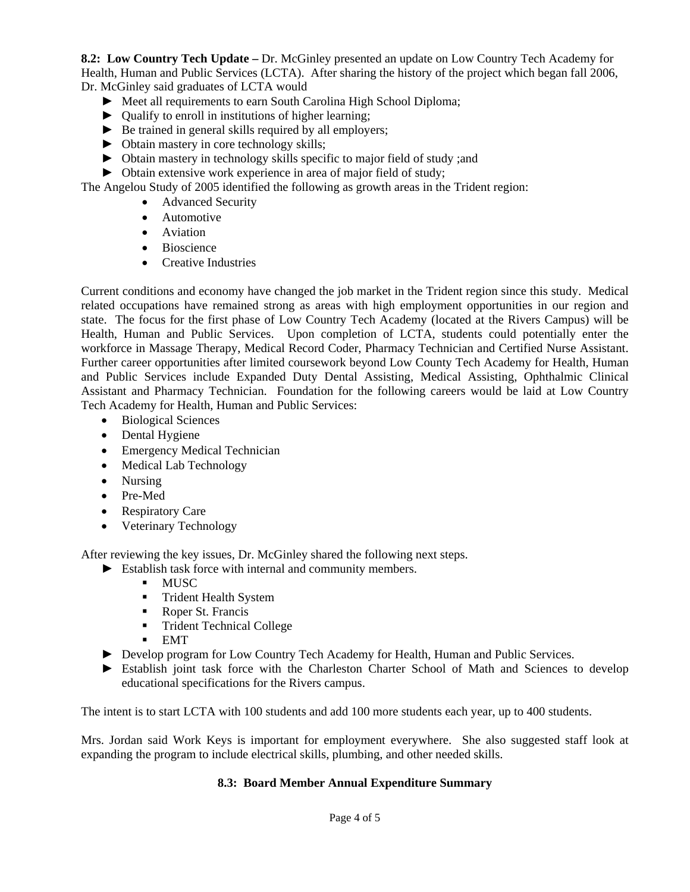**8.2: Low Country Tech Update –** Dr. McGinley presented an update on Low Country Tech Academy for Health, Human and Public Services (LCTA). After sharing the history of the project which began fall 2006, Dr. McGinley said graduates of LCTA would

- ► Meet all requirements to earn South Carolina High School Diploma;
- ► Qualify to enroll in institutions of higher learning;
- ► Be trained in general skills required by all employers;
- ► Obtain mastery in core technology skills;
- ► Obtain mastery in technology skills specific to major field of study ;and
- ► Obtain extensive work experience in area of major field of study;

The Angelou Study of 2005 identified the following as growth areas in the Trident region:

- Advanced Security
- Automotive
- Aviation
- Bioscience
- Creative Industries

Current conditions and economy have changed the job market in the Trident region since this study. Medical related occupations have remained strong as areas with high employment opportunities in our region and state. The focus for the first phase of Low Country Tech Academy (located at the Rivers Campus) will be Health, Human and Public Services. Upon completion of LCTA, students could potentially enter the workforce in Massage Therapy, Medical Record Coder, Pharmacy Technician and Certified Nurse Assistant. Further career opportunities after limited coursework beyond Low County Tech Academy for Health, Human and Public Services include Expanded Duty Dental Assisting, Medical Assisting, Ophthalmic Clinical Assistant and Pharmacy Technician. Foundation for the following careers would be laid at Low Country Tech Academy for Health, Human and Public Services:

- Biological Sciences
- Dental Hygiene
- Emergency Medical Technician
- Medical Lab Technology
- Nursing
- Pre-Med
- Respiratory Care
- Veterinary Technology

After reviewing the key issues, Dr. McGinley shared the following next steps.

- ► Establish task force with internal and community members.
  - MUSC
  - Trident Health System
  - Roper St. Francis
  - Trident Technical College
  - EMT
- ► Develop program for Low Country Tech Academy for Health, Human and Public Services.
- ► Establish joint task force with the Charleston Charter School of Math and Sciences to develop educational specifications for the Rivers campus.

The intent is to start LCTA with 100 students and add 100 more students each year, up to 400 students.

Mrs. Jordan said Work Keys is important for employment everywhere. She also suggested staff look at expanding the program to include electrical skills, plumbing, and other needed skills.

**8.3: Board Member Annual Expenditure Summary**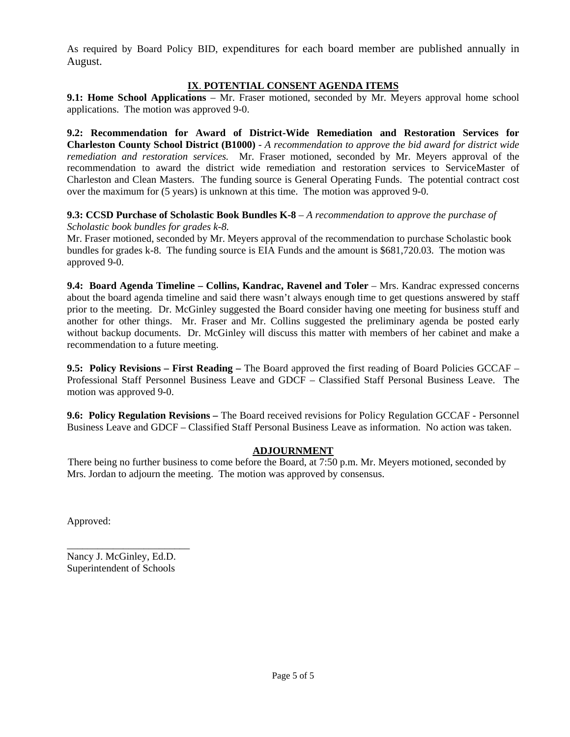As required by Board Policy BID, expenditures for each board member are published annually in August.

## IX. POTENTIAL CONSENT AGENDA ITEMS

**9.1: Home School Applications** – Mr. Fraser motioned, seconded by Mr. Meyers approval home school applications. The motion was approved 9-0.

**9.2: Recommendation for Award of District-Wide Remediation and Restoration Services for Charleston County School District (B1000)** - *A recommendation to approve the bid award for district wide remediation and restoration services.* Mr. Fraser motioned, seconded by Mr. Meyers approval of the recommendation to award the district wide remediation and restoration services to ServiceMaster of Charleston and Clean Masters. The funding source is General Operating Funds. The potential contract cost over the maximum for (5 years) is unknown at this time. The motion was approved 9-0.

**9.3: CCSD Purchase of Scholastic Book Bundles K-8** – *A recommendation to approve the purchase of Scholastic book bundles for grades k-8.*

Mr. Fraser motioned, seconded by Mr. Meyers approval of the recommendation to purchase Scholastic book bundles for grades k-8. The funding source is EIA Funds and the amount is $681,720.03. The motion was approved 9-0.

**9.4: Board Agenda Timeline – Collins, Kandrac, Ravenel and Toler** – Mrs. Kandrac expressed concerns about the board agenda timeline and said there wasn't always enough time to get questions answered by staff prior to the meeting. Dr. McGinley suggested the Board consider having one meeting for business stuff and another for other things. Mr. Fraser and Mr. Collins suggested the preliminary agenda be posted early without backup documents. Dr. McGinley will discuss this matter with members of her cabinet and make a recommendation to a future meeting.

**9.5: Policy Revisions – First Reading –** The Board approved the first reading of Board Policies GCCAF – Professional Staff Personnel Business Leave and GDCF – Classified Staff Personal Business Leave. The motion was approved 9-0.

**9.6: Policy Regulation Revisions –** The Board received revisions for Policy Regulation GCCAF - Personnel Business Leave and GDCF – Classified Staff Personal Business Leave as information. No action was taken.

## ADJOURNMENT

There being no further business to come before the Board, at 7:50 p.m. Mr. Meyers motioned, seconded by Mrs. Jordan to adjourn the meeting. The motion was approved by consensus.

Approved:

________________________

Nancy J. McGinley, Ed.D.
Superintendent of Schools